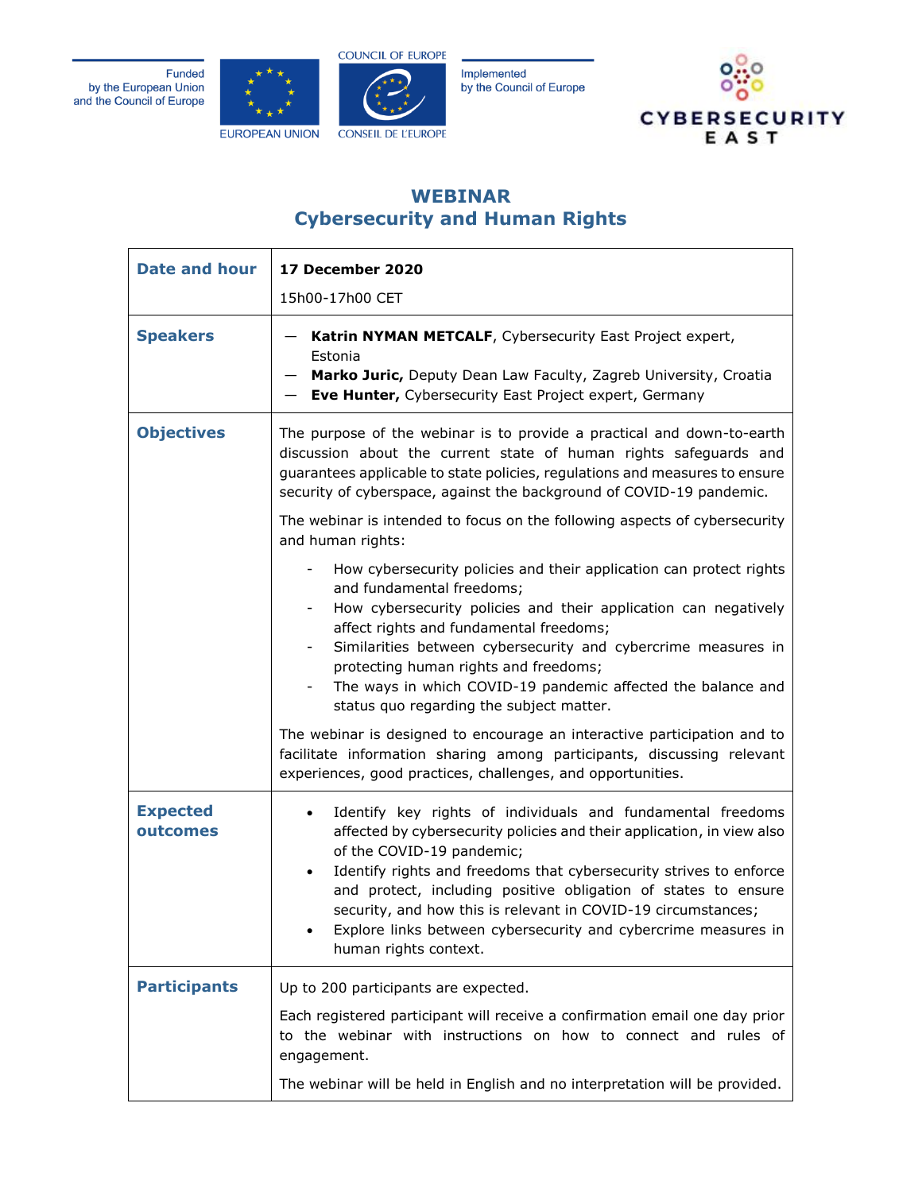Funded by the European Union and the Council of Europe

EUROPEAN UNION

COUNCIL OF EUROPE / CONSEIL DE L'EUROPE

Implemented by the Council of Europe

CYBERSECURITY EAST

# WEBINAR
# Cybersecurity and Human Rights

| | |
|---|---|
| **Date and hour** | **17 December 2020**<br><br>15h00-17h00 CET |
| **Speakers** | — **Katrin NYMAN METCALF**, Cybersecurity East Project expert, Estonia<br>— **Marko Juric,** Deputy Dean Law Faculty, Zagreb University, Croatia<br>— **Eve Hunter,** Cybersecurity East Project expert, Germany |
| **Objectives** | The purpose of the webinar is to provide a practical and down-to-earth discussion about the current state of human rights safeguards and guarantees applicable to state policies, regulations and measures to ensure security of cyberspace, against the background of COVID-19 pandemic.<br><br>The webinar is intended to focus on the following aspects of cybersecurity and human rights:<br><br>- How cybersecurity policies and their application can protect rights and fundamental freedoms;<br>- How cybersecurity policies and their application can negatively affect rights and fundamental freedoms;<br>- Similarities between cybersecurity and cybercrime measures in protecting human rights and freedoms;<br>- The ways in which COVID-19 pandemic affected the balance and status quo regarding the subject matter.<br><br>The webinar is designed to encourage an interactive participation and to facilitate information sharing among participants, discussing relevant experiences, good practices, challenges, and opportunities. |
| **Expected outcomes** | • Identify key rights of individuals and fundamental freedoms affected by cybersecurity policies and their application, in view also of the COVID-19 pandemic;<br>• Identify rights and freedoms that cybersecurity strives to enforce and protect, including positive obligation of states to ensure security, and how this is relevant in COVID-19 circumstances;<br>• Explore links between cybersecurity and cybercrime measures in human rights context. |
| **Participants** | Up to 200 participants are expected.<br><br>Each registered participant will receive a confirmation email one day prior to the webinar with instructions on how to connect and rules of engagement.<br><br>The webinar will be held in English and no interpretation will be provided. |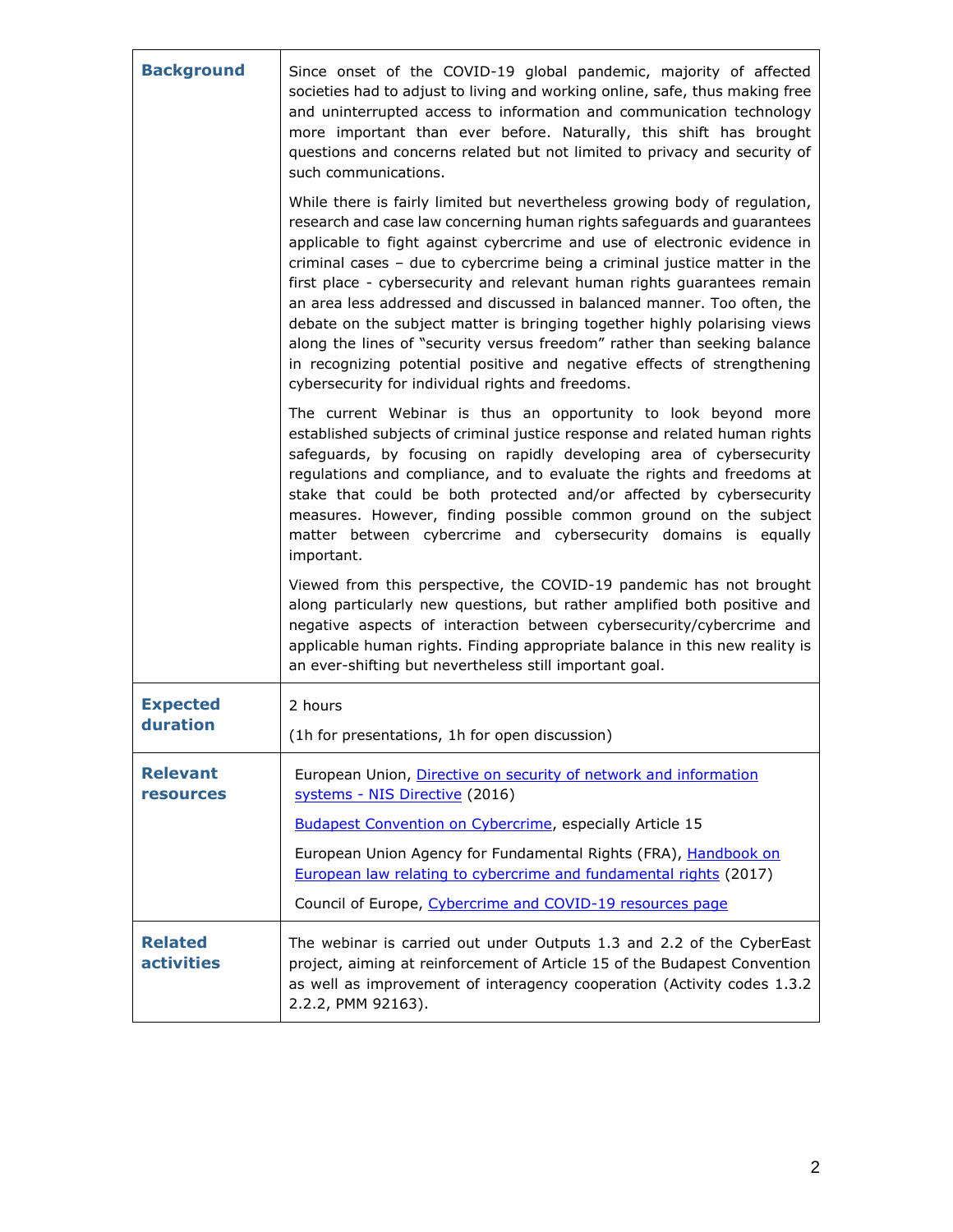| | |
|---|---|
| **Background** | Since onset of the COVID-19 global pandemic, majority of affected societies had to adjust to living and working online, safe, thus making free and uninterrupted access to information and communication technology more important than ever before. Naturally, this shift has brought questions and concerns related but not limited to privacy and security of such communications.<br><br>While there is fairly limited but nevertheless growing body of regulation, research and case law concerning human rights safeguards and guarantees applicable to fight against cybercrime and use of electronic evidence in criminal cases – due to cybercrime being a criminal justice matter in the first place - cybersecurity and relevant human rights guarantees remain an area less addressed and discussed in balanced manner. Too often, the debate on the subject matter is bringing together highly polarising views along the lines of "security versus freedom" rather than seeking balance in recognizing potential positive and negative effects of strengthening cybersecurity for individual rights and freedoms.<br><br>The current Webinar is thus an opportunity to look beyond more established subjects of criminal justice response and related human rights safeguards, by focusing on rapidly developing area of cybersecurity regulations and compliance, and to evaluate the rights and freedoms at stake that could be both protected and/or affected by cybersecurity measures. However, finding possible common ground on the subject matter between cybercrime and cybersecurity domains is equally important.<br><br>Viewed from this perspective, the COVID-19 pandemic has not brought along particularly new questions, but rather amplified both positive and negative aspects of interaction between cybersecurity/cybercrime and applicable human rights. Finding appropriate balance in this new reality is an ever-shifting but nevertheless still important goal. |
| **Expected duration** | 2 hours<br><br>(1h for presentations, 1h for open discussion) |
| **Relevant resources** | European Union, Directive on security of network and information systems - NIS Directive (2016)<br><br>Budapest Convention on Cybercrime, especially Article 15<br><br>European Union Agency for Fundamental Rights (FRA), Handbook on European law relating to cybercrime and fundamental rights (2017)<br><br>Council of Europe, Cybercrime and COVID-19 resources page |
| **Related activities** | The webinar is carried out under Outputs 1.3 and 2.2 of the CyberEast project, aiming at reinforcement of Article 15 of the Budapest Convention as well as improvement of interagency cooperation (Activity codes 1.3.2 2.2.2, PMM 92163). |